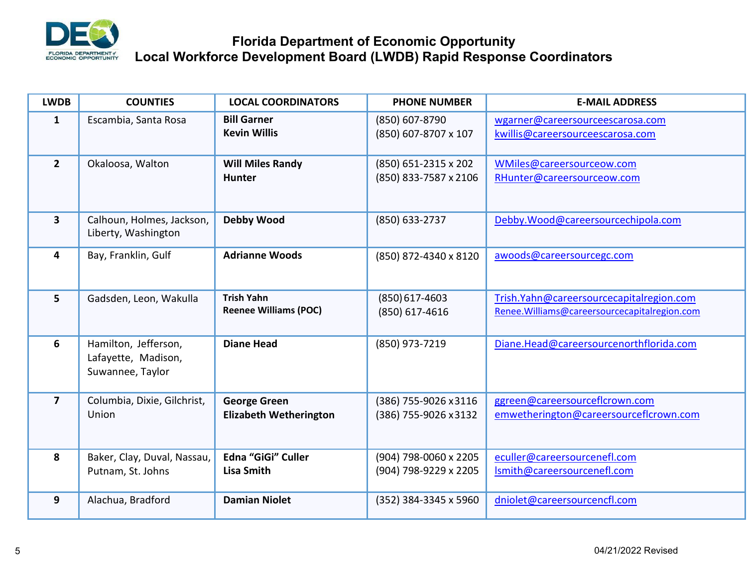# Florida Department of Economic Opportunity
## Local Workforce Development Board (LWDB) Rapid Response Coordinators

| LWDB | COUNTIES | LOCAL COORDINATORS | PHONE NUMBER | E-MAIL ADDRESS |
|---|---|---|---|---|
| 1 | Escambia, Santa Rosa | **Bill Garner**<br>**Kevin Willis** | (850) 607-8790<br>(850) 607-8707 x 107 | wgarner@careersourceescarosa.com<br>kwillis@careersourceescarosa.com |
| 2 | Okaloosa, Walton | **Will Miles Randy Hunter** | (850) 651-2315 x 202<br>(850) 833-7587 x 2106 | WMiles@careersourceow.com<br>RHunter@careersourceow.com |
| 3 | Calhoun, Holmes, Jackson, Liberty, Washington | **Debby Wood** | (850) 633-2737 | Debby.Wood@careersourcechipola.com |
| 4 | Bay, Franklin, Gulf | **Adrianne Woods** | (850) 872-4340 x 8120 | awoods@careersourcegc.com |
| 5 | Gadsden, Leon, Wakulla | **Trish Yahn**<br>**Reenee Williams (POC)** | (850) 617-4603<br>(850) 617-4616 | Trish.Yahn@careersourcecapitalregion.com<br>Renee.Williams@careersourcecapitalregion.com |
| 6 | Hamilton, Jefferson, Lafayette, Madison, Suwannee, Taylor | **Diane Head** | (850) 973-7219 | Diane.Head@careersourcenorthflorida.com |
| 7 | Columbia, Dixie, Gilchrist, Union | **George Green**<br>**Elizabeth Wetherington** | (386) 755-9026 x3116<br>(386) 755-9026 x3132 | ggreen@careersourceflcrown.com<br>emwetherington@careersourceflcrown.com |
| 8 | Baker, Clay, Duval, Nassau, Putnam, St. Johns | **Edna "GiGi" Culler**<br>**Lisa Smith** | (904) 798-0060 x 2205<br>(904) 798-9229 x 2205 | eculler@careersourcenefl.com<br>lsmith@careersourcenefl.com |
| 9 | Alachua, Bradford | **Damian Niolet** | (352) 384-3345 x 5960 | dniolet@careersourcencfl.com |

04/21/2022 Revised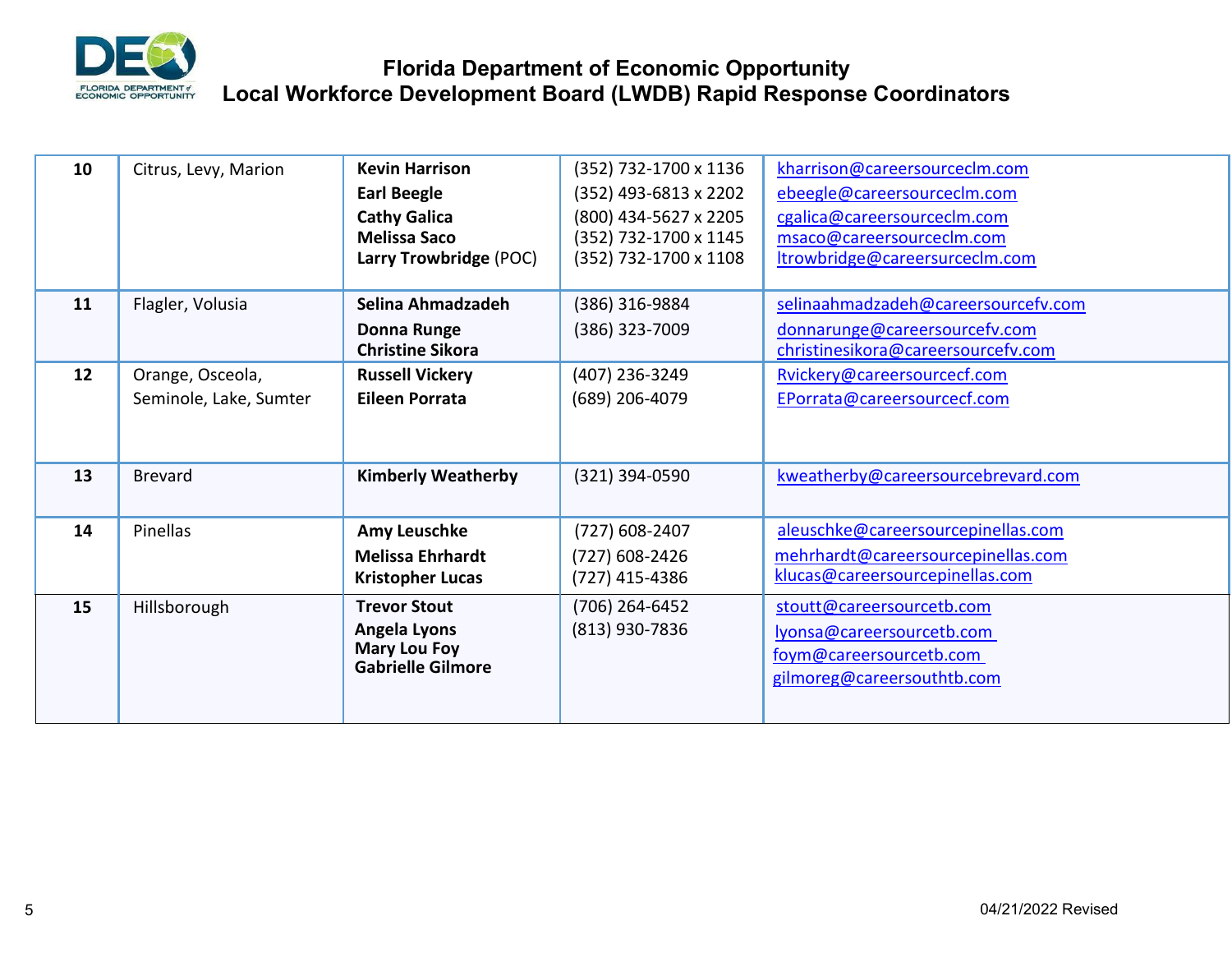# Florida Department of Economic Opportunity
## Local Workforce Development Board (LWDB) Rapid Response Coordinators

| | | | | |
|---|---|---|---|---|
| **10** | Citrus, Levy, Marion | **Kevin Harrison**<br>**Earl Beegle**<br>**Cathy Galica**<br>**Melissa Saco**<br>**Larry Trowbridge** (POC) | (352) 732-1700 x 1136<br>(352) 493-6813 x 2202<br>(800) 434-5627 x 2205<br>(352) 732-1700 x 1145<br>(352) 732-1700 x 1108 | kharrison@careersourceclm.com<br>ebeegle@careersourceclm.com<br>cgalica@careersourceclm.com<br>msaco@careersourceclm.com<br>ltrowbridge@careersurceclm.com |
| **11** | Flagler, Volusia | **Selina Ahmadzadeh**<br>**Donna Runge**<br>**Christine Sikora** | (386) 316-9884<br>(386) 323-7009 | selinaahmadzadeh@careersourcefv.com<br>donnarunge@careersourcefv.com<br>christinesikora@careersourcefv.com |
| **12** | Orange, Osceola, Seminole, Lake, Sumter | **Russell Vickery**<br>**Eileen Porrata** | (407) 236-3249<br>(689) 206-4079 | Rvickery@careersourcecf.com<br>EPorrata@careersourcecf.com |
| **13** | Brevard | **Kimberly Weatherby** | (321) 394-0590 | kweatherby@careersourcebrevard.com |
| **14** | Pinellas | **Amy Leuschke**<br>**Melissa Ehrhardt**<br>**Kristopher Lucas** | (727) 608-2407<br>(727) 608-2426<br>(727) 415-4386 | aleuschke@careersourcepinellas.com<br>mehrhardt@careersourcepinellas.com<br>klucas@careersourcepinellas.com |
| **15** | Hillsborough | **Trevor Stout**<br>**Angela Lyons**<br>**Mary Lou Foy**<br>**Gabrielle Gilmore** | (706) 264-6452<br>(813) 930-7836 | stoutt@careersourcetb.com<br>lyonsa@careersourcetb.com<br>foym@careersourcetb.com<br>gilmoreg@careersouthtb.com |

04/21/2022 Revised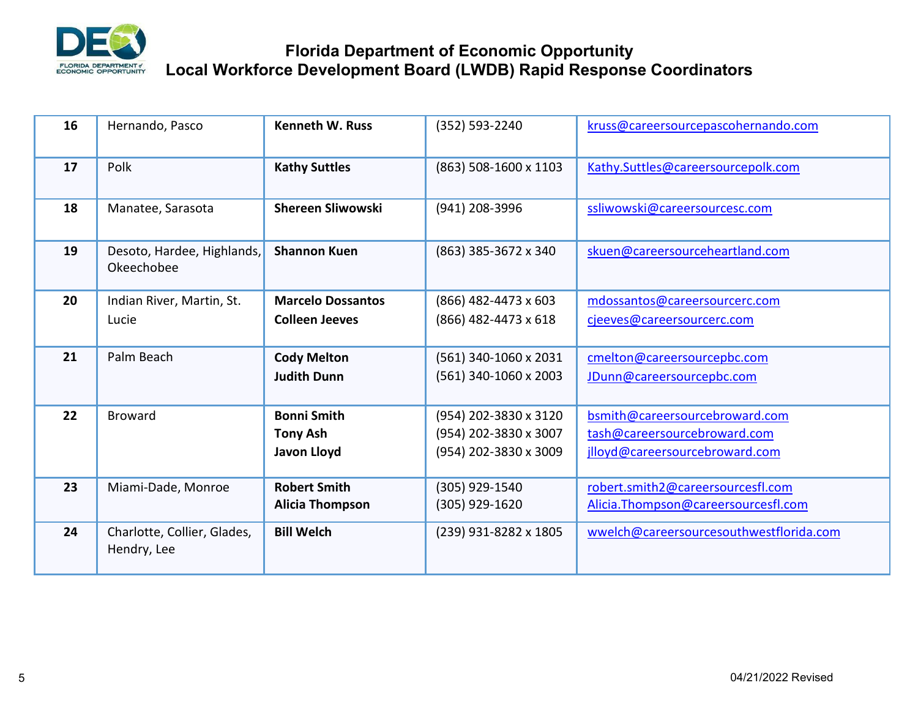# Florida Department of Economic Opportunity
## Local Workforce Development Board (LWDB) Rapid Response Coordinators

| | | | | |
|---|---|---|---|---|
| **16** | Hernando, Pasco | **Kenneth W. Russ** | (352) 593-2240 | kruss@careersourcepascohernando.com |
| **17** | Polk | **Kathy Suttles** | (863) 508-1600 x 1103 | Kathy.Suttles@careersourcepolk.com |
| **18** | Manatee, Sarasota | **Shereen Sliwowski** | (941) 208-3996 | ssliwowski@careersourcesc.com |
| **19** | Desoto, Hardee, Highlands, Okeechobee | **Shannon Kuen** | (863) 385-3672 x 340 | skuen@careersourceheartland.com |
| **20** | Indian River, Martin, St. Lucie | **Marcelo Dossantos**<br>**Colleen Jeeves** | (866) 482-4473 x 603<br>(866) 482-4473 x 618 | mdossantos@careersourcerc.com<br>cjeeves@careersourcerc.com |
| **21** | Palm Beach | **Cody Melton**<br>**Judith Dunn** | (561) 340-1060 x 2031<br>(561) 340-1060 x 2003 | cmelton@careersourcepbc.com<br>JDunn@careersourcepbc.com |
| **22** | Broward | **Bonni Smith**<br>**Tony Ash**<br>**Javon Lloyd** | (954) 202-3830 x 3120<br>(954) 202-3830 x 3007<br>(954) 202-3830 x 3009 | bsmith@careersourcebroward.com<br>tash@careersourcebroward.com<br>jlloyd@careersourcebroward.com |
| **23** | Miami-Dade, Monroe | **Robert Smith**<br>**Alicia Thompson** | (305) 929-1540<br>(305) 929-1620 | robert.smith2@careersourcesfl.com<br>Alicia.Thompson@careersourcesfl.com |
| **24** | Charlotte, Collier, Glades, Hendry, Lee | **Bill Welch** | (239) 931-8282 x 1805 | wwelch@careersourcesouthwestflorida.com |

04/21/2022 Revised